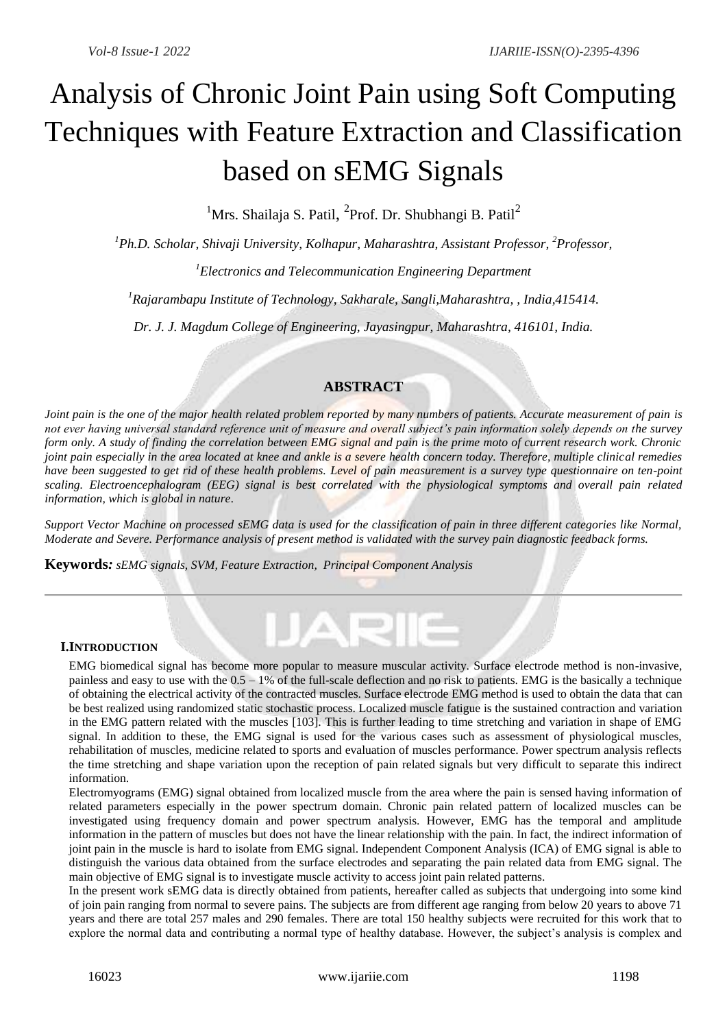# Analysis of Chronic Joint Pain using Soft Computing Techniques with Feature Extraction and Classification based on sEMG Signals

[1]Mrs. Shailaja S. Patil, [2]Prof. Dr. Shubhangi B. Patil[2]

*[1]Ph.D. Scholar, Shivaji University, Kolhapur, Maharashtra, Assistant Professor, [2]Professor,*

*[1]Electronics and Telecommunication Engineering Department*

*[1]Rajarambapu Institute of Technology, Sakharale, Sangli,Maharashtra, , India,415414.*

*Dr. J. J. Magdum College of Engineering, Jayasingpur, Maharashtra, 416101, India.*

## ABSTRACT

*Joint pain is the one of the major health related problem reported by many numbers of patients. Accurate measurement of pain is not ever having universal standard reference unit of measure and overall subject's pain information solely depends on the survey form only. A study of finding the correlation between EMG signal and pain is the prime moto of current research work. Chronic joint pain especially in the area located at knee and ankle is a severe health concern today. Therefore, multiple clinical remedies have been suggested to get rid of these health problems. Level of pain measurement is a survey type questionnaire on ten-point scaling. Electroencephalogram (EEG) signal is best correlated with the physiological symptoms and overall pain related information, which is global in nature.*

*Support Vector Machine on processed sEMG data is used for the classification of pain in three different categories like Normal, Moderate and Severe. Performance analysis of present method is validated with the survey pain diagnostic feedback forms.*

**Keywords***: sEMG signals, SVM, Feature Extraction, Principal Component Analysis*

## I.INTRODUCTION

EMG biomedical signal has become more popular to measure muscular activity. Surface electrode method is non-invasive, painless and easy to use with the 0.5 – 1% of the full-scale deflection and no risk to patients. EMG is the basically a technique of obtaining the electrical activity of the contracted muscles. Surface electrode EMG method is used to obtain the data that can be best realized using randomized static stochastic process. Localized muscle fatigue is the sustained contraction and variation in the EMG pattern related with the muscles [103]. This is further leading to time stretching and variation in shape of EMG signal. In addition to these, the EMG signal is used for the various cases such as assessment of physiological muscles, rehabilitation of muscles, medicine related to sports and evaluation of muscles performance. Power spectrum analysis reflects the time stretching and shape variation upon the reception of pain related signals but very difficult to separate this indirect information.

Electromyograms (EMG) signal obtained from localized muscle from the area where the pain is sensed having information of related parameters especially in the power spectrum domain. Chronic pain related pattern of localized muscles can be investigated using frequency domain and power spectrum analysis. However, EMG has the temporal and amplitude information in the pattern of muscles but does not have the linear relationship with the pain. In fact, the indirect information of joint pain in the muscle is hard to isolate from EMG signal. Independent Component Analysis (ICA) of EMG signal is able to distinguish the various data obtained from the surface electrodes and separating the pain related data from EMG signal. The main objective of EMG signal is to investigate muscle activity to access joint pain related patterns.

In the present work sEMG data is directly obtained from patients, hereafter called as subjects that undergoing into some kind of join pain ranging from normal to severe pains. The subjects are from different age ranging from below 20 years to above 71 years and there are total 257 males and 290 females. There are total 150 healthy subjects were recruited for this work that to explore the normal data and contributing a normal type of healthy database. However, the subject's analysis is complex and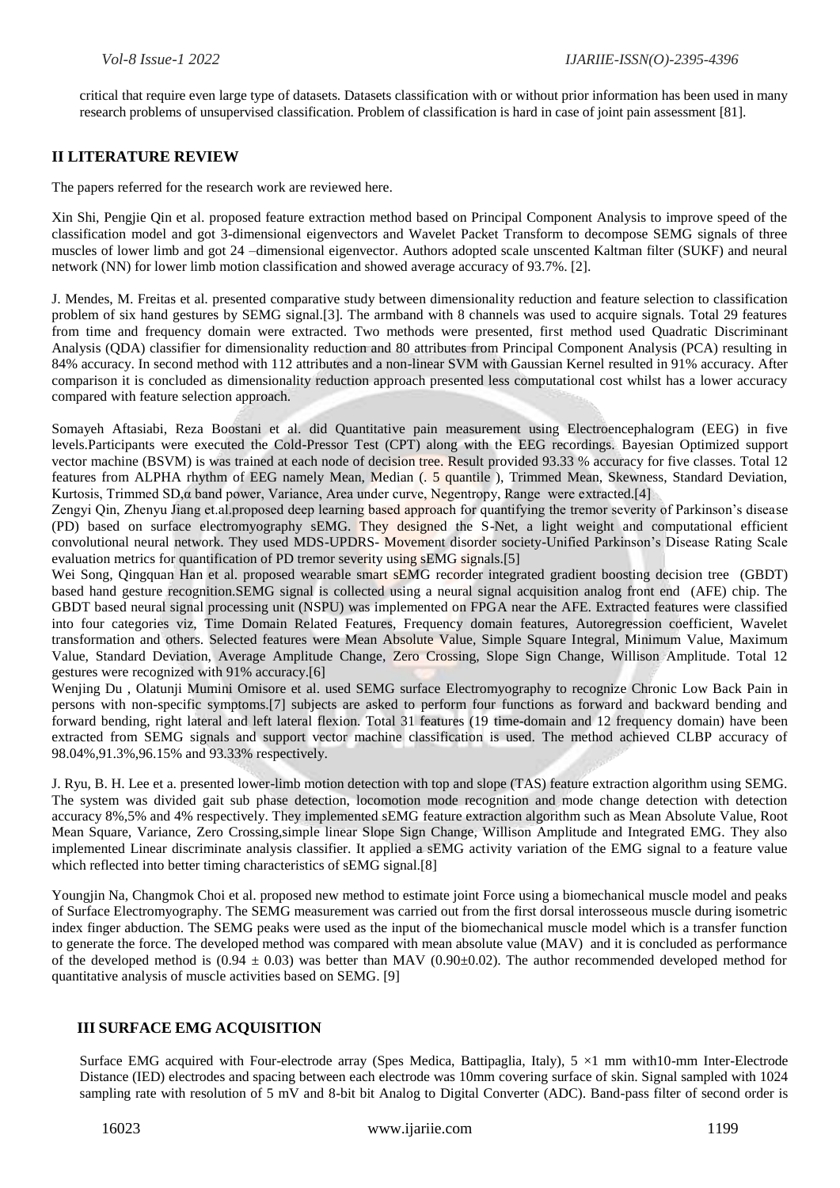critical that require even large type of datasets. Datasets classification with or without prior information has been used in many research problems of unsupervised classification. Problem of classification is hard in case of joint pain assessment [81].

## II LITERATURE REVIEW

The papers referred for the research work are reviewed here.

Xin Shi, Pengjie Qin et al. proposed feature extraction method based on Principal Component Analysis to improve speed of the classification model and got 3-dimensional eigenvectors and Wavelet Packet Transform to decompose SEMG signals of three muscles of lower limb and got 24 –dimensional eigenvector. Authors adopted scale unscented Kaltman filter (SUKF) and neural network (NN) for lower limb motion classification and showed average accuracy of 93.7%. [2].

J. Mendes, M. Freitas et al. presented comparative study between dimensionality reduction and feature selection to classification problem of six hand gestures by SEMG signal.[3]. The armband with 8 channels was used to acquire signals. Total 29 features from time and frequency domain were extracted. Two methods were presented, first method used Quadratic Discriminant Analysis (QDA) classifier for dimensionality reduction and 80 attributes from Principal Component Analysis (PCA) resulting in 84% accuracy. In second method with 112 attributes and a non-linear SVM with Gaussian Kernel resulted in 91% accuracy. After comparison it is concluded as dimensionality reduction approach presented less computational cost whilst has a lower accuracy compared with feature selection approach.

Somayeh Aftasiabi, Reza Boostani et al. did Quantitative pain measurement using Electroencephalogram (EEG) in five levels.Participants were executed the Cold-Pressor Test (CPT) along with the EEG recordings. Bayesian Optimized support vector machine (BSVM) is was trained at each node of decision tree. Result provided 93.33 % accuracy for five classes. Total 12 features from ALPHA rhythm of EEG namely Mean, Median (. 5 quantile ), Trimmed Mean, Skewness, Standard Deviation, Kurtosis, Trimmed SD,α band power, Variance, Area under curve, Negentropy, Range were extracted.[4]

Zengyi Qin, Zhenyu Jiang et.al.proposed deep learning based approach for quantifying the tremor severity of Parkinson's disease (PD) based on surface electromyography sEMG. They designed the S-Net, a light weight and computational efficient convolutional neural network. They used MDS-UPDRS- Movement disorder society-Unified Parkinson's Disease Rating Scale evaluation metrics for quantification of PD tremor severity using sEMG signals.[5]

Wei Song, Qingquan Han et al. proposed wearable smart sEMG recorder integrated gradient boosting decision tree (GBDT) based hand gesture recognition.SEMG signal is collected using a neural signal acquisition analog front end (AFE) chip. The GBDT based neural signal processing unit (NSPU) was implemented on FPGA near the AFE. Extracted features were classified into four categories viz, Time Domain Related Features, Frequency domain features, Autoregression coefficient, Wavelet transformation and others. Selected features were Mean Absolute Value, Simple Square Integral, Minimum Value, Maximum Value, Standard Deviation, Average Amplitude Change, Zero Crossing, Slope Sign Change, Willison Amplitude. Total 12 gestures were recognized with 91% accuracy.[6]

Wenjing Du , Olatunji Mumini Omisore et al. used SEMG surface Electromyography to recognize Chronic Low Back Pain in persons with non-specific symptoms.[7] subjects are asked to perform four functions as forward and backward bending and forward bending, right lateral and left lateral flexion. Total 31 features (19 time-domain and 12 frequency domain) have been extracted from SEMG signals and support vector machine classification is used. The method achieved CLBP accuracy of 98.04%,91.3%,96.15% and 93.33% respectively.

J. Ryu, B. H. Lee et a. presented lower-limb motion detection with top and slope (TAS) feature extraction algorithm using SEMG. The system was divided gait sub phase detection, locomotion mode recognition and mode change detection with detection accuracy 8%,5% and 4% respectively. They implemented sEMG feature extraction algorithm such as Mean Absolute Value, Root Mean Square, Variance, Zero Crossing,simple linear Slope Sign Change, Willison Amplitude and Integrated EMG. They also implemented Linear discriminate analysis classifier. It applied a sEMG activity variation of the EMG signal to a feature value which reflected into better timing characteristics of sEMG signal.[8]

Youngjin Na, Changmok Choi et al. proposed new method to estimate joint Force using a biomechanical muscle model and peaks of Surface Electromyography. The SEMG measurement was carried out from the first dorsal interosseous muscle during isometric index finger abduction. The SEMG peaks were used as the input of the biomechanical muscle model which is a transfer function to generate the force. The developed method was compared with mean absolute value (MAV) and it is concluded as performance of the developed method is ($0.94 \pm 0.03$) was better than MAV ($0.90 \pm 0.02$). The author recommended developed method for quantitative analysis of muscle activities based on SEMG. [9]

## III SURFACE EMG ACQUISITION

Surface EMG acquired with Four-electrode array (Spes Medica, Battipaglia, Italy), $5 \times 1$ mm with10-mm Inter-Electrode Distance (IED) electrodes and spacing between each electrode was 10mm covering surface of skin. Signal sampled with 1024 sampling rate with resolution of 5 mV and 8-bit bit Analog to Digital Converter (ADC). Band-pass filter of second order is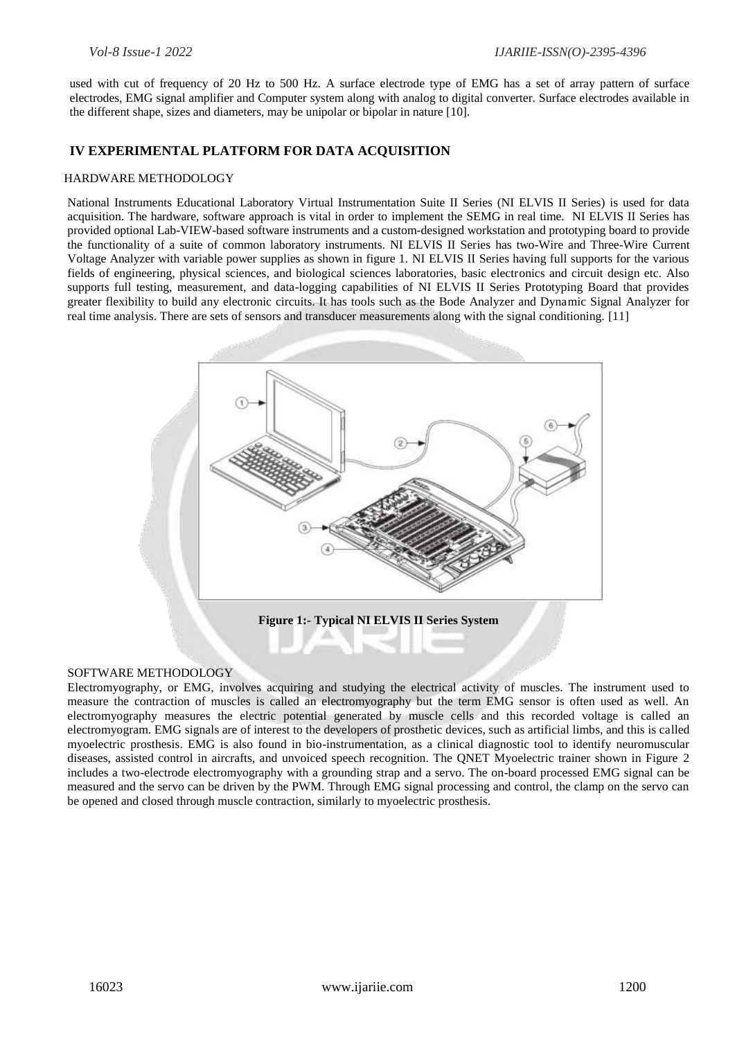used with cut of frequency of 20 Hz to 500 Hz. A surface electrode type of EMG has a set of array pattern of surface electrodes, EMG signal amplifier and Computer system along with analog to digital converter. Surface electrodes available in the different shape, sizes and diameters, may be unipolar or bipolar in nature [10].

## IV EXPERIMENTAL PLATFORM FOR DATA ACQUISITION

### HARDWARE METHODOLOGY

National Instruments Educational Laboratory Virtual Instrumentation Suite II Series (NI ELVIS II Series) is used for data acquisition. The hardware, software approach is vital in order to implement the SEMG in real time. NI ELVIS II Series has provided optional Lab-VIEW-based software instruments and a custom-designed workstation and prototyping board to provide the functionality of a suite of common laboratory instruments. NI ELVIS II Series has two-Wire and Three-Wire Current Voltage Analyzer with variable power supplies as shown in figure 1. NI ELVIS II Series having full supports for the various fields of engineering, physical sciences, and biological sciences laboratories, basic electronics and circuit design etc. Also supports full testing, measurement, and data-logging capabilities of NI ELVIS II Series Prototyping Board that provides greater flexibility to build any electronic circuits. It has tools such as the Bode Analyzer and Dynamic Signal Analyzer for real time analysis. There are sets of sensors and transducer measurements along with the signal conditioning. [11]

**Figure 1:- Typical NI ELVIS II Series System**

### SOFTWARE METHODOLOGY

Electromyography, or EMG, involves acquiring and studying the electrical activity of muscles. The instrument used to measure the contraction of muscles is called an electromyography but the term EMG sensor is often used as well. An electromyography measures the electric potential generated by muscle cells and this recorded voltage is called an electromyogram. EMG signals are of interest to the developers of prosthetic devices, such as artificial limbs, and this is called myoelectric prosthesis. EMG is also found in bio-instrumentation, as a clinical diagnostic tool to identify neuromuscular diseases, assisted control in aircrafts, and unvoiced speech recognition. The QNET Myoelectric trainer shown in Figure 2 includes a two-electrode electromyography with a grounding strap and a servo. The on-board processed EMG signal can be measured and the servo can be driven by the PWM. Through EMG signal processing and control, the clamp on the servo can be opened and closed through muscle contraction, similarly to myoelectric prosthesis.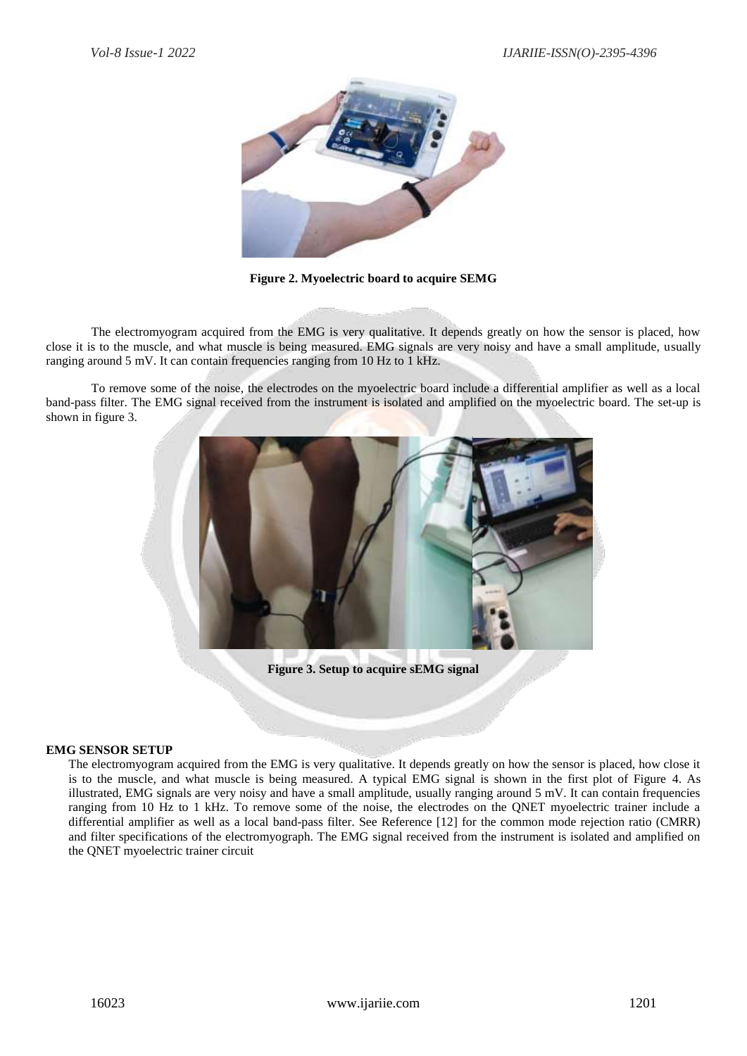**Figure 2. Myoelectric board to acquire SEMG**

The electromyogram acquired from the EMG is very qualitative. It depends greatly on how the sensor is placed, how close it is to the muscle, and what muscle is being measured. EMG signals are very noisy and have a small amplitude, usually ranging around 5 mV. It can contain frequencies ranging from 10 Hz to 1 kHz.

To remove some of the noise, the electrodes on the myoelectric board include a differential amplifier as well as a local band-pass filter. The EMG signal received from the instrument is isolated and amplified on the myoelectric board. The set-up is shown in figure 3.

**Figure 3. Setup to acquire sEMG signal**

**EMG SENSOR SETUP**

The electromyogram acquired from the EMG is very qualitative. It depends greatly on how the sensor is placed, how close it is to the muscle, and what muscle is being measured. A typical EMG signal is shown in the first plot of Figure 4. As illustrated, EMG signals are very noisy and have a small amplitude, usually ranging around 5 mV. It can contain frequencies ranging from 10 Hz to 1 kHz. To remove some of the noise, the electrodes on the QNET myoelectric trainer include a differential amplifier as well as a local band-pass filter. See Reference [12] for the common mode rejection ratio (CMRR) and filter specifications of the electromyograph. The EMG signal received from the instrument is isolated and amplified on the QNET myoelectric trainer circuit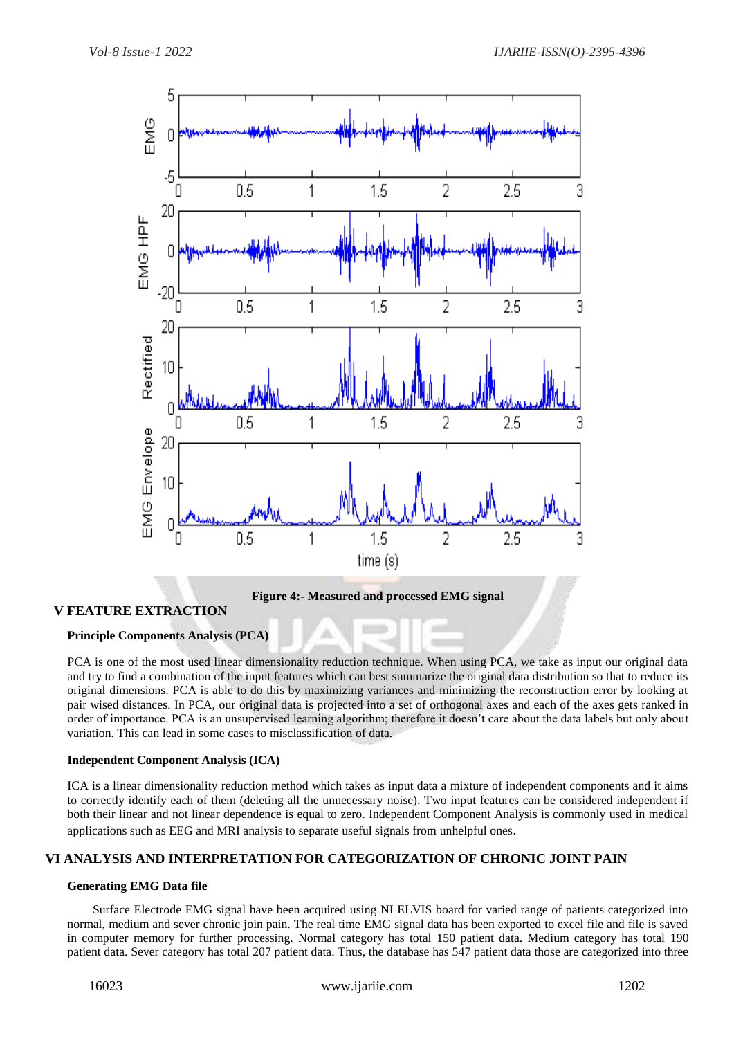Figure 4:- Measured and processed EMG signal

## V FEATURE EXTRACTION

### Principle Components Analysis (PCA)

PCA is one of the most used linear dimensionality reduction technique. When using PCA, we take as input our original data and try to find a combination of the input features which can best summarize the original data distribution so that to reduce its original dimensions. PCA is able to do this by maximizing variances and minimizing the reconstruction error by looking at pair wised distances. In PCA, our original data is projected into a set of orthogonal axes and each of the axes gets ranked in order of importance. PCA is an unsupervised learning algorithm; therefore it doesn't care about the data labels but only about variation. This can lead in some cases to misclassification of data.

### Independent Component Analysis (ICA)

ICA is a linear dimensionality reduction method which takes as input data a mixture of independent components and it aims to correctly identify each of them (deleting all the unnecessary noise). Two input features can be considered independent if both their linear and not linear dependence is equal to zero. Independent Component Analysis is commonly used in medical applications such as EEG and MRI analysis to separate useful signals from unhelpful ones.

## VI ANALYSIS AND INTERPRETATION FOR CATEGORIZATION OF CHRONIC JOINT PAIN

### Generating EMG Data file

Surface Electrode EMG signal have been acquired using NI ELVIS board for varied range of patients categorized into normal, medium and sever chronic join pain. The real time EMG signal data has been exported to excel file and file is saved in computer memory for further processing. Normal category has total 150 patient data. Medium category has total 190 patient data. Sever category has total 207 patient data. Thus, the database has 547 patient data those are categorized into three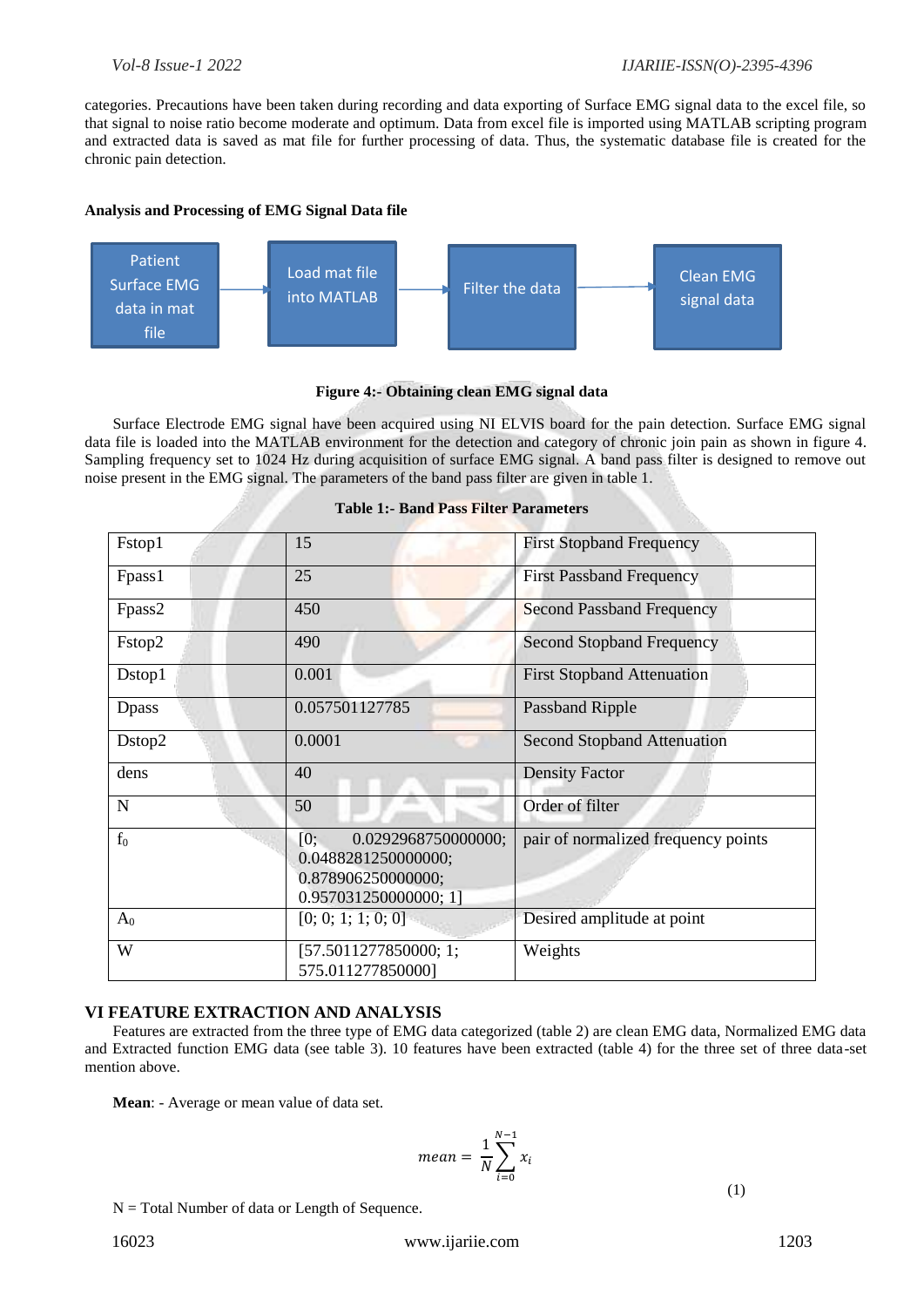categories. Precautions have been taken during recording and data exporting of Surface EMG signal data to the excel file, so that signal to noise ratio become moderate and optimum. Data from excel file is imported using MATLAB scripting program and extracted data is saved as mat file for further processing of data. Thus, the systematic database file is created for the chronic pain detection.

**Analysis and Processing of EMG Signal Data file**

Patient Surface EMG data in mat file → Load mat file into MATLAB → Filter the data → Clean EMG signal data

**Figure 4:- Obtaining clean EMG signal data**

Surface Electrode EMG signal have been acquired using NI ELVIS board for the pain detection. Surface EMG signal data file is loaded into the MATLAB environment for the detection and category of chronic join pain as shown in figure 4. Sampling frequency set to 1024 Hz during acquisition of surface EMG signal. A band pass filter is designed to remove out noise present in the EMG signal. The parameters of the band pass filter are given in table 1.

**Table 1:- Band Pass Filter Parameters**

| | | |
|---|---|---|
| Fstop1 | 15 | First Stopband Frequency |
| Fpass1 | 25 | First Passband Frequency |
| Fpass2 | 450 | Second Passband Frequency |
| Fstop2 | 490 | Second Stopband Frequency |
| Dstop1 | 0.001 | First Stopband Attenuation |
| Dpass | 0.057501127785 | Passband Ripple |
| Dstop2 | 0.0001 | Second Stopband Attenuation |
| dens | 40 | Density Factor |
| N | 50 | Order of filter |
| $f_0$ | [0; 0.0292968750000000; 0.0488281250000000; 0.878906250000000; 0.957031250000000; 1] | pair of normalized frequency points |
| $A_0$ | [0; 0; 1; 1; 0; 0] | Desired amplitude at point |
| W | [57.5011277850000; 1; 575.011277850000] | Weights |

## VI FEATURE EXTRACTION AND ANALYSIS

Features are extracted from the three type of EMG data categorized (table 2) are clean EMG data, Normalized EMG data and Extracted function EMG data (see table 3). 10 features have been extracted (table 4) for the three set of three data-set mention above.

**Mean**: - Average or mean value of data set.

$$mean = \frac{1}{N}\sum_{i=0}^{N-1} x_i \tag{1}$$

N = Total Number of data or Length of Sequence.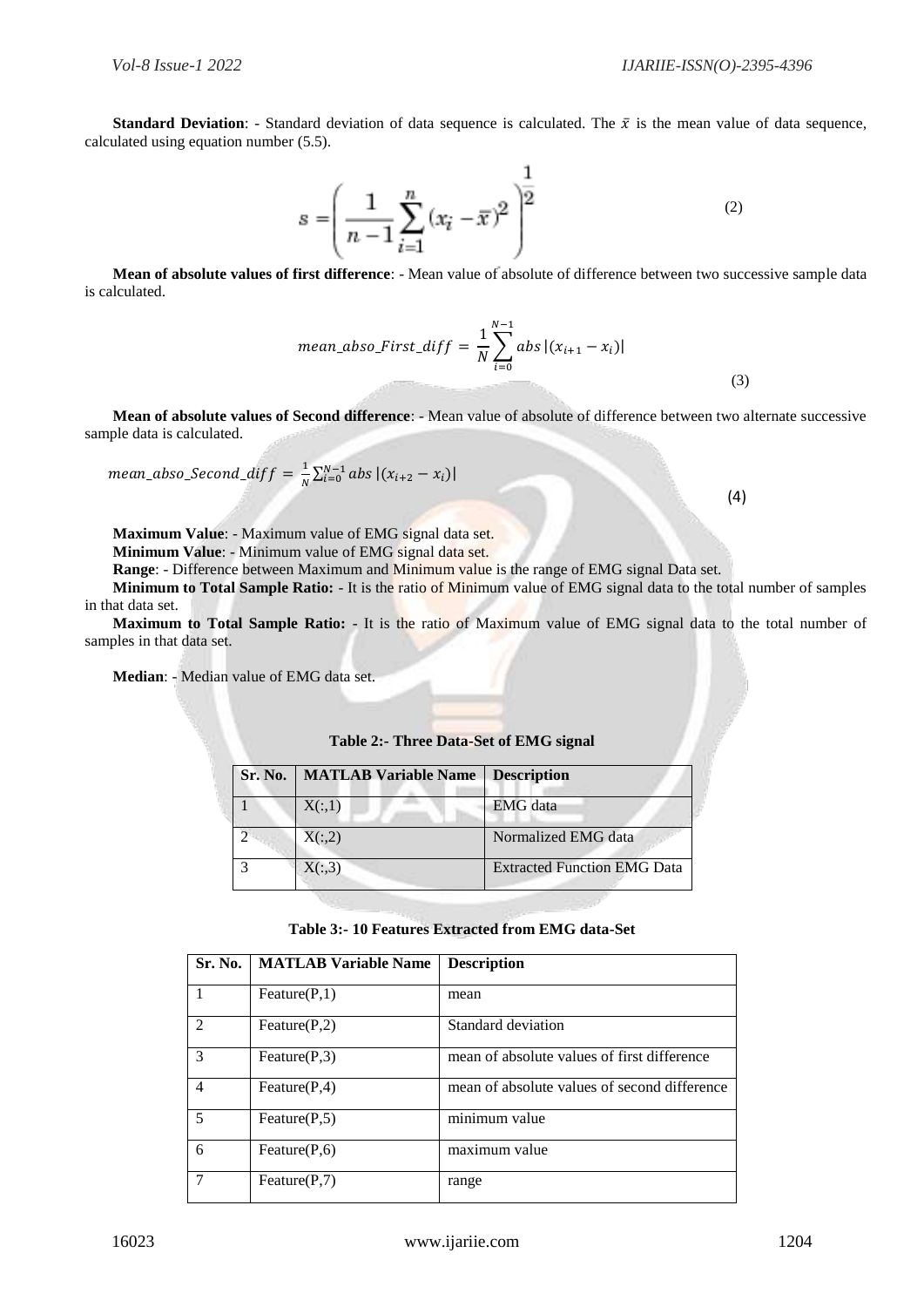**Standard Deviation**: - Standard deviation of data sequence is calculated. The $\bar{x}$ is the mean value of data sequence, calculated using equation number (5.5).

$$s = \left( \frac{1}{n-1} \sum_{i=1}^{n} (x_i - \bar{x})^2 \right)^{\frac{1}{2}} \tag{2}$$

**Mean of absolute values of first difference**: - Mean value of absolute of difference between two successive sample data is calculated.

$$mean\_abso\_First\_diff = \frac{1}{N} \sum_{i=0}^{N-1} abs\,|(x_{i+1} - x_i)| \tag{3}$$

**Mean of absolute values of Second difference**: - Mean value of absolute of difference between two alternate successive sample data is calculated.

$$mean\_abso\_Second\_diff = \frac{1}{N} \sum_{i=0}^{N-1} abs\,|(x_{i+2} - x_i)| \tag{4}$$

**Maximum Value**: - Maximum value of EMG signal data set.

**Minimum Value**: - Minimum value of EMG signal data set.

**Range**: - Difference between Maximum and Minimum value is the range of EMG signal Data set.

**Minimum to Total Sample Ratio:** - It is the ratio of Minimum value of EMG signal data to the total number of samples in that data set.

**Maximum to Total Sample Ratio:** - It is the ratio of Maximum value of EMG signal data to the total number of samples in that data set.

**Median**: - Median value of EMG data set.

**Table 2:- Three Data-Set of EMG signal**

| Sr. No. | MATLAB Variable Name | Description |
|---|---|---|
| 1 | X(:,1) | EMG data |
| 2 | X(:,2) | Normalized EMG data |
| 3 | X(:,3) | Extracted Function EMG Data |

**Table 3:- 10 Features Extracted from EMG data-Set**

| Sr. No. | MATLAB Variable Name | Description |
|---|---|---|
| 1 | Feature(P,1) | mean |
| 2 | Feature(P,2) | Standard deviation |
| 3 | Feature(P,3) | mean of absolute values of first difference |
| 4 | Feature(P,4) | mean of absolute values of second difference |
| 5 | Feature(P,5) | minimum value |
| 6 | Feature(P,6) | maximum value |
| 7 | Feature(P,7) | range |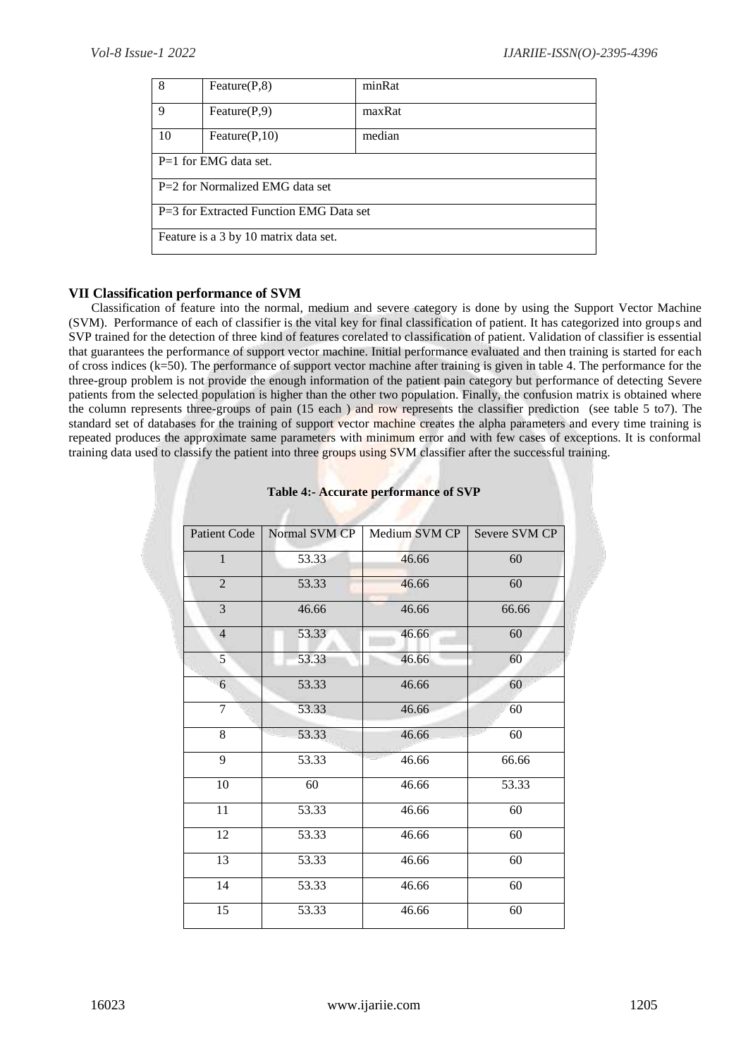| 8 | Feature(P,8) | minRat |
|---|---|---|
| 9 | Feature(P,9) | maxRat |
| 10 | Feature(P,10) | median |
| P=1 for EMG data set. | | |
| P=2 for Normalized EMG data set | | |
| P=3 for Extracted Function EMG Data set | | |
| Feature is a 3 by 10 matrix data set. | | |

### VII Classification performance of SVM

Classification of feature into the normal, medium and severe category is done by using the Support Vector Machine (SVM). Performance of each of classifier is the vital key for final classification of patient. It has categorized into groups and SVP trained for the detection of three kind of features corelated to classification of patient. Validation of classifier is essential that guarantees the performance of support vector machine. Initial performance evaluated and then training is started for each of cross indices (k=50). The performance of support vector machine after training is given in table 4. The performance for the three-group problem is not provide the enough information of the patient pain category but performance of detecting Severe patients from the selected population is higher than the other two population. Finally, the confusion matrix is obtained where the column represents three-groups of pain (15 each ) and row represents the classifier prediction (see table 5 to7). The standard set of databases for the training of support vector machine creates the alpha parameters and every time training is repeated produces the approximate same parameters with minimum error and with few cases of exceptions. It is conformal training data used to classify the patient into three groups using SVM classifier after the successful training.

**Table 4:- Accurate performance of SVP**

| Patient Code | Normal SVM CP | Medium SVM CP | Severe SVM CP |
|---|---|---|---|
| 1 | 53.33 | 46.66 | 60 |
| 2 | 53.33 | 46.66 | 60 |
| 3 | 46.66 | 46.66 | 66.66 |
| 4 | 53.33 | 46.66 | 60 |
| 5 | 53.33 | 46.66 | 60 |
| 6 | 53.33 | 46.66 | 60 |
| 7 | 53.33 | 46.66 | 60 |
| 8 | 53.33 | 46.66 | 60 |
| 9 | 53.33 | 46.66 | 66.66 |
| 10 | 60 | 46.66 | 53.33 |
| 11 | 53.33 | 46.66 | 60 |
| 12 | 53.33 | 46.66 | 60 |
| 13 | 53.33 | 46.66 | 60 |
| 14 | 53.33 | 46.66 | 60 |
| 15 | 53.33 | 46.66 | 60 |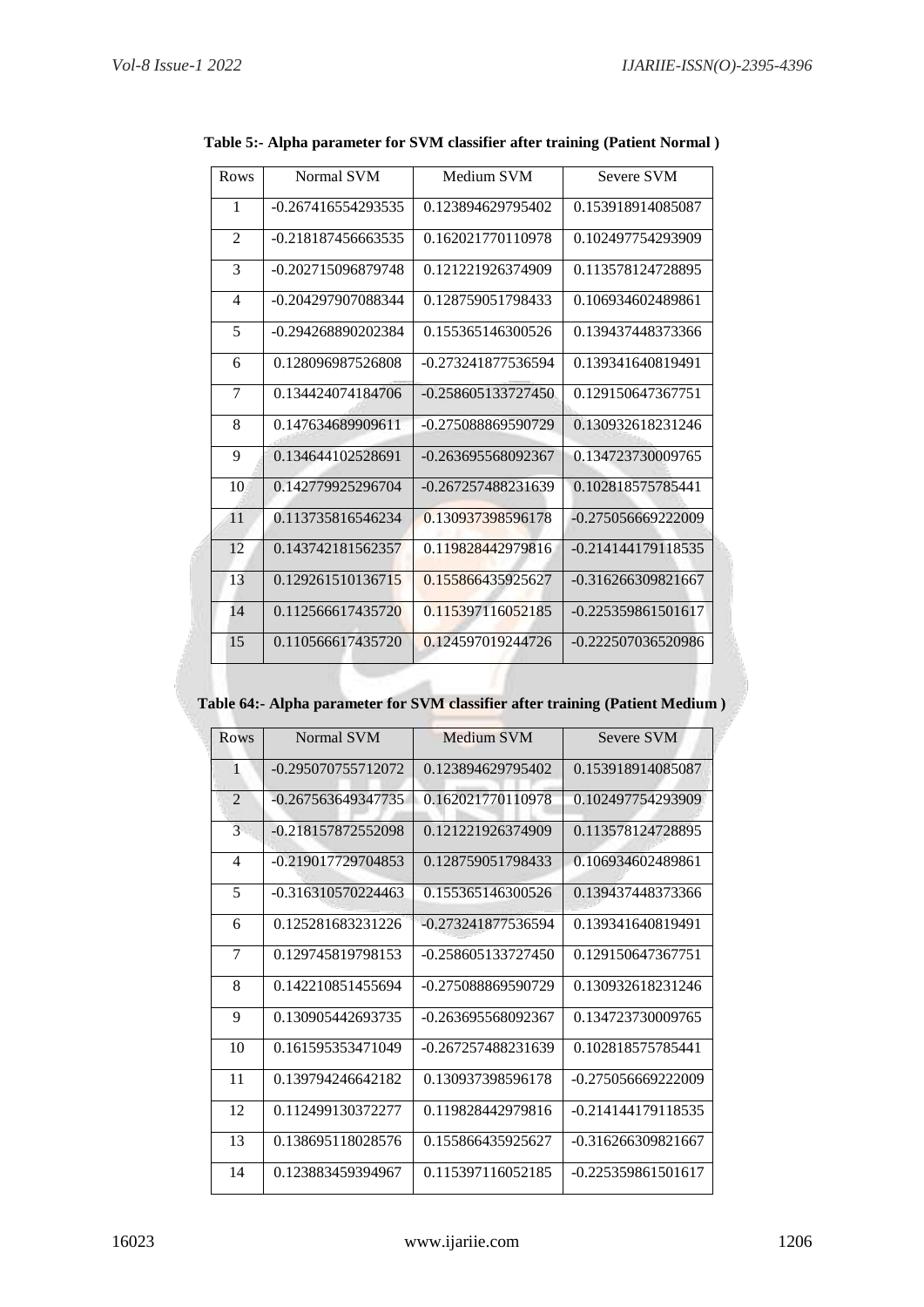**Table 5:- Alpha parameter for SVM classifier after training (Patient Normal )**

| Rows | Normal SVM | Medium SVM | Severe SVM |
|---|---|---|---|
| 1 | -0.267416554293535 | 0.123894629795402 | 0.153918914085087 |
| 2 | -0.218187456663535 | 0.162021770110978 | 0.102497754293909 |
| 3 | -0.202715096879748 | 0.121221926374909 | 0.113578124728895 |
| 4 | -0.204297907088344 | 0.128759051798433 | 0.106934602489861 |
| 5 | -0.294268890202384 | 0.155365146300526 | 0.139437448373366 |
| 6 | 0.128096987526808 | -0.273241877536594 | 0.139341640819491 |
| 7 | 0.134424074184706 | -0.258605133727450 | 0.129150647367751 |
| 8 | 0.147634689909611 | -0.275088869590729 | 0.130932618231246 |
| 9 | 0.134644102528691 | -0.263695568092367 | 0.134723730009765 |
| 10 | 0.142779925296704 | -0.267257488231639 | 0.102818575785441 |
| 11 | 0.113735816546234 | 0.130937398596178 | -0.275056669222009 |
| 12 | 0.143742181562357 | 0.119828442979816 | -0.214144179118535 |
| 13 | 0.129261510136715 | 0.155866435925627 | -0.316266309821667 |
| 14 | 0.112566617435720 | 0.115397116052185 | -0.225359861501617 |
| 15 | 0.110566617435720 | 0.124597019244726 | -0.222507036520986 |

**Table 64:- Alpha parameter for SVM classifier after training (Patient Medium )**

| Rows | Normal SVM | Medium SVM | Severe SVM |
|---|---|---|---|
| 1 | -0.295070755712072 | 0.123894629795402 | 0.153918914085087 |
| 2 | -0.267563649347735 | 0.162021770110978 | 0.102497754293909 |
| 3 | -0.218157872552098 | 0.121221926374909 | 0.113578124728895 |
| 4 | -0.219017729704853 | 0.128759051798433 | 0.106934602489861 |
| 5 | -0.316310570224463 | 0.155365146300526 | 0.139437448373366 |
| 6 | 0.125281683231226 | -0.273241877536594 | 0.139341640819491 |
| 7 | 0.129745819798153 | -0.258605133727450 | 0.129150647367751 |
| 8 | 0.142210851455694 | -0.275088869590729 | 0.130932618231246 |
| 9 | 0.130905442693735 | -0.263695568092367 | 0.134723730009765 |
| 10 | 0.161595353471049 | -0.267257488231639 | 0.102818575785441 |
| 11 | 0.139794246642182 | 0.130937398596178 | -0.275056669222009 |
| 12 | 0.112499130372277 | 0.119828442979816 | -0.214144179118535 |
| 13 | 0.138695118028576 | 0.155866435925627 | -0.316266309821667 |
| 14 | 0.123883459394967 | 0.115397116052185 | -0.225359861501617 |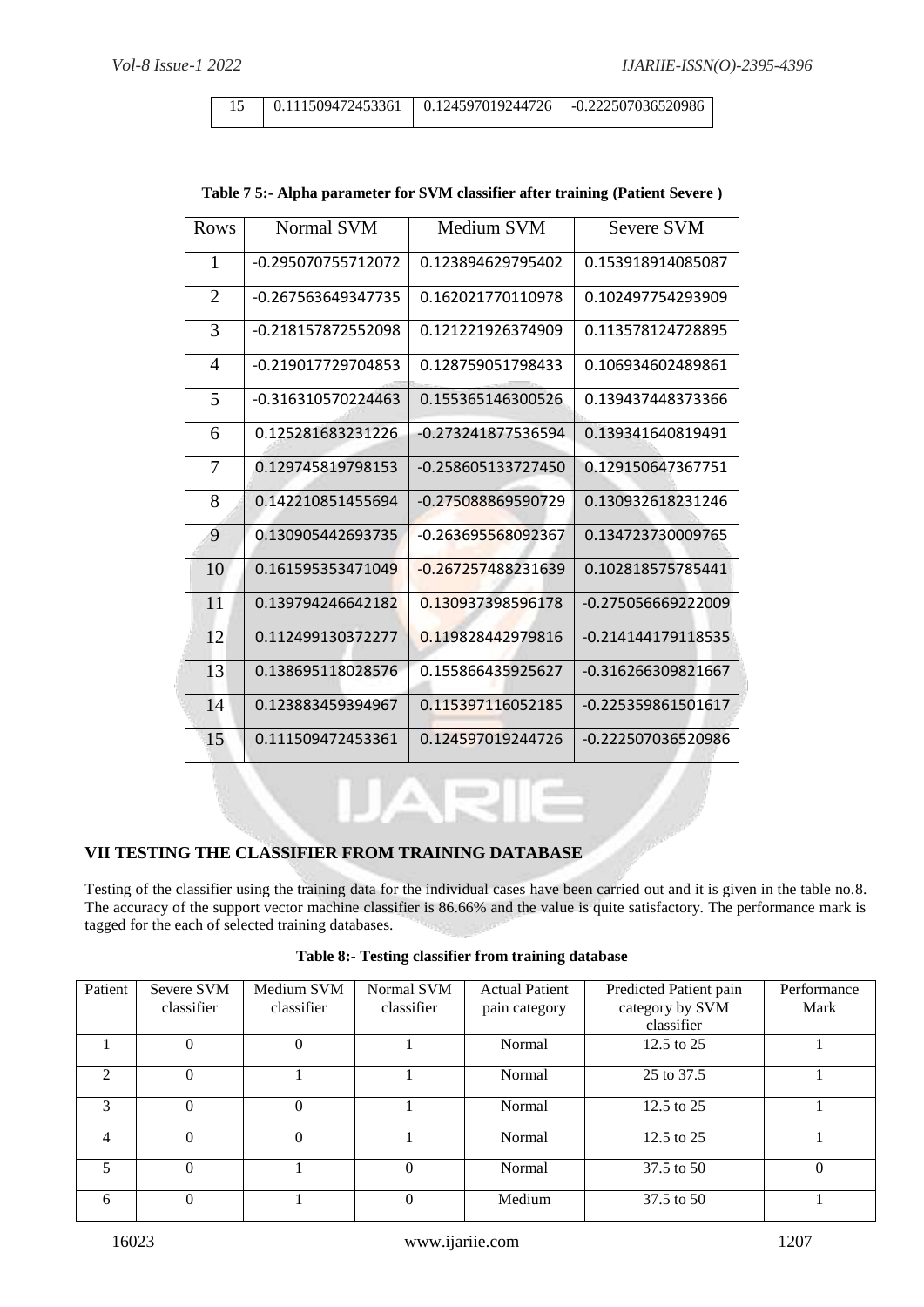| 15 | 0.111509472453361 | 0.124597019244726 | -0.222507036520986 |
|---|---|---|---|

**Table 7 5:- Alpha parameter for SVM classifier after training (Patient Severe )**

| Rows | Normal SVM | Medium SVM | Severe SVM |
|---|---|---|---|
| 1 | -0.295070755712072 | 0.123894629795402 | 0.153918914085087 |
| 2 | -0.267563649347735 | 0.162021770110978 | 0.102497754293909 |
| 3 | -0.218157872552098 | 0.121221926374909 | 0.113578124728895 |
| 4 | -0.219017729704853 | 0.128759051798433 | 0.106934602489861 |
| 5 | -0.316310570224463 | 0.155365146300526 | 0.139437448373366 |
| 6 | 0.125281683231226 | -0.273241877536594 | 0.139341640819491 |
| 7 | 0.129745819798153 | -0.258605133727450 | 0.129150647367751 |
| 8 | 0.142210851455694 | -0.275088869590729 | 0.130932618231246 |
| 9 | 0.130905442693735 | -0.263695568092367 | 0.134723730009765 |
| 10 | 0.161595353471049 | -0.267257488231639 | 0.102818575785441 |
| 11 | 0.139794246642182 | 0.130937398596178 | -0.275056669222009 |
| 12 | 0.112499130372277 | 0.119828442979816 | -0.214144179118535 |
| 13 | 0.138695118028576 | 0.155866435925627 | -0.316266309821667 |
| 14 | 0.123883459394967 | 0.115397116052185 | -0.225359861501617 |
| 15 | 0.111509472453361 | 0.124597019244726 | -0.222507036520986 |

## VII TESTING THE CLASSIFIER FROM TRAINING DATABASE

Testing of the classifier using the training data for the individual cases have been carried out and it is given in the table no.8. The accuracy of the support vector machine classifier is 86.66% and the value is quite satisfactory. The performance mark is tagged for the each of selected training databases.

**Table 8:- Testing classifier from training database**

| Patient | Severe SVM classifier | Medium SVM classifier | Normal SVM classifier | Actual Patient pain category | Predicted Patient pain category by SVM classifier | Performance Mark |
|---|---|---|---|---|---|---|
| 1 | 0 | 0 | 1 | Normal | 12.5 to 25 | 1 |
| 2 | 0 | 1 | 1 | Normal | 25 to 37.5 | 1 |
| 3 | 0 | 0 | 1 | Normal | 12.5 to 25 | 1 |
| 4 | 0 | 0 | 1 | Normal | 12.5 to 25 | 1 |
| 5 | 0 | 1 | 0 | Normal | 37.5 to 50 | 0 |
| 6 | 0 | 1 | 0 | Medium | 37.5 to 50 | 1 |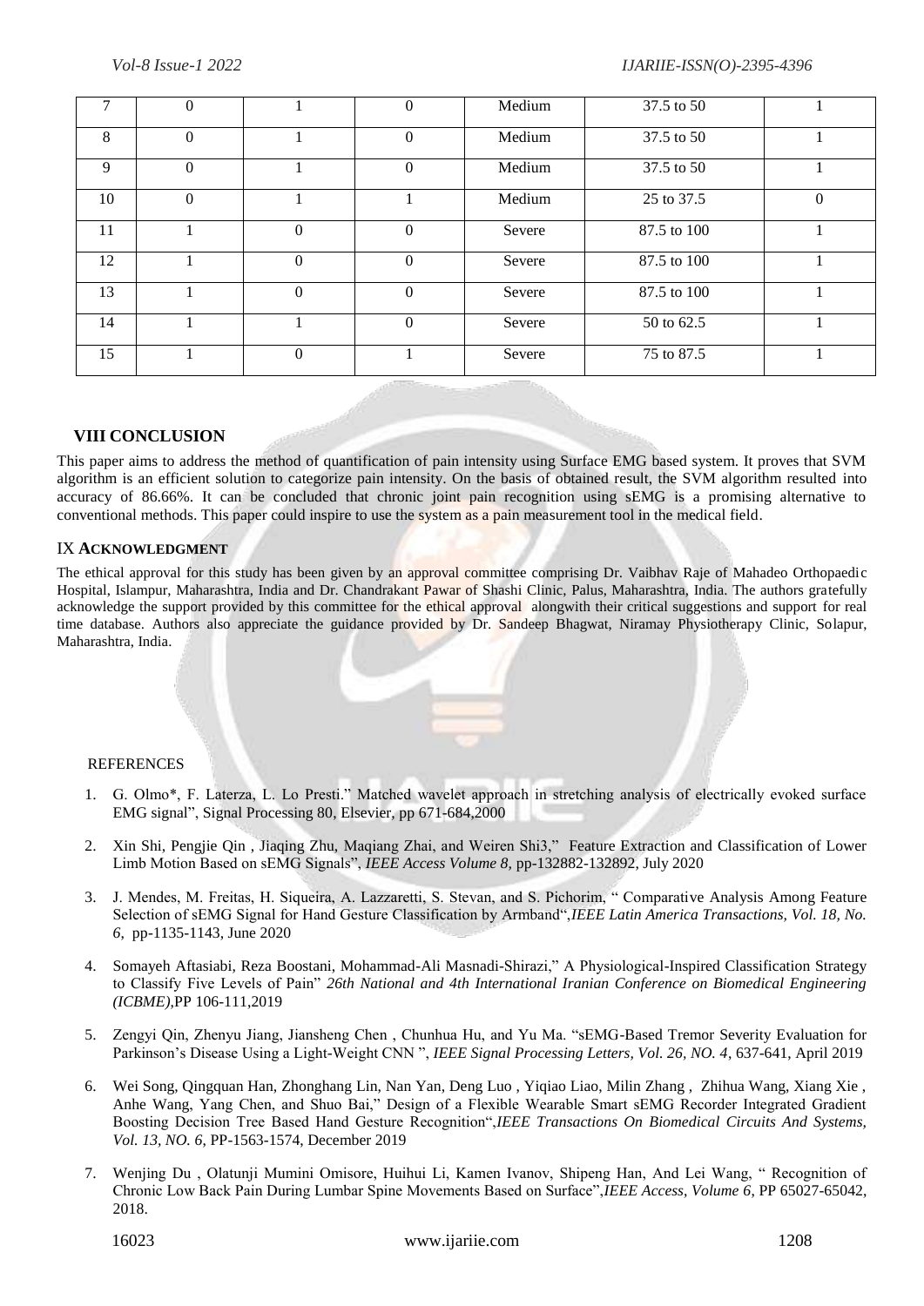| 7 | 0 | 1 | 0 | Medium | 37.5 to 50 | 1 |
|---|---|---|---|---|---|---|
| 8 | 0 | 1 | 0 | Medium | 37.5 to 50 | 1 |
| 9 | 0 | 1 | 0 | Medium | 37.5 to 50 | 1 |
| 10 | 0 | 1 | 1 | Medium | 25 to 37.5 | 0 |
| 11 | 1 | 0 | 0 | Severe | 87.5 to 100 | 1 |
| 12 | 1 | 0 | 0 | Severe | 87.5 to 100 | 1 |
| 13 | 1 | 0 | 0 | Severe | 87.5 to 100 | 1 |
| 14 | 1 | 1 | 0 | Severe | 50 to 62.5 | 1 |
| 15 | 1 | 0 | 1 | Severe | 75 to 87.5 | 1 |

## VIII CONCLUSION

This paper aims to address the method of quantification of pain intensity using Surface EMG based system. It proves that SVM algorithm is an efficient solution to categorize pain intensity. On the basis of obtained result, the SVM algorithm resulted into accuracy of 86.66%. It can be concluded that chronic joint pain recognition using sEMG is a promising alternative to conventional methods. This paper could inspire to use the system as a pain measurement tool in the medical field.

## IX ACKNOWLEDGMENT

The ethical approval for this study has been given by an approval committee comprising Dr. Vaibhav Raje of Mahadeo Orthopaedic Hospital, Islampur, Maharashtra, India and Dr. Chandrakant Pawar of Shashi Clinic, Palus, Maharashtra, India. The authors gratefully acknowledge the support provided by this committee for the ethical approval alongwith their critical suggestions and support for real time database. Authors also appreciate the guidance provided by Dr. Sandeep Bhagwat, Niramay Physiotherapy Clinic, Solapur, Maharashtra, India.

## REFERENCES

1. G. Olmo*, F. Laterza, L. Lo Presti." Matched wavelet approach in stretching analysis of electrically evoked surface EMG signal", Signal Processing 80, Elsevier, pp 671-684,2000
2. Xin Shi, Pengjie Qin , Jiaqing Zhu, Maqiang Zhai, and Weiren Shi3," Feature Extraction and Classification of Lower Limb Motion Based on sEMG Signals", *IEEE Access Volume 8,* pp-132882-132892, July 2020
3. J. Mendes, M. Freitas, H. Siqueira, A. Lazzaretti, S. Stevan, and S. Pichorim, " Comparative Analysis Among Feature Selection of sEMG Signal for Hand Gesture Classification by Armband",*IEEE Latin America Transactions, Vol. 18, No. 6,* pp-1135-1143, June 2020
4. Somayeh Aftasiabi, Reza Boostani, Mohammad-Ali Masnadi-Shirazi," A Physiological-Inspired Classification Strategy to Classify Five Levels of Pain" *26th National and 4th International Iranian Conference on Biomedical Engineering (ICBME),*PP 106-111,2019
5. Zengyi Qin, Zhenyu Jiang, Jiansheng Chen , Chunhua Hu, and Yu Ma. "sEMG-Based Tremor Severity Evaluation for Parkinson's Disease Using a Light-Weight CNN ", *IEEE Signal Processing Letters, Vol. 26, NO. 4*, 637-641, April 2019
6. Wei Song, Qingquan Han, Zhonghang Lin, Nan Yan, Deng Luo , Yiqiao Liao, Milin Zhang , Zhihua Wang, Xiang Xie , Anhe Wang, Yang Chen, and Shuo Bai," Design of a Flexible Wearable Smart sEMG Recorder Integrated Gradient Boosting Decision Tree Based Hand Gesture Recognition",*IEEE Transactions On Biomedical Circuits And Systems, Vol. 13, NO. 6*, PP-1563-1574, December 2019
7. Wenjing Du , Olatunji Mumini Omisore, Huihui Li, Kamen Ivanov, Shipeng Han, And Lei Wang, " Recognition of Chronic Low Back Pain During Lumbar Spine Movements Based on Surface",*IEEE Access, Volume 6*, PP 65027-65042, 2018.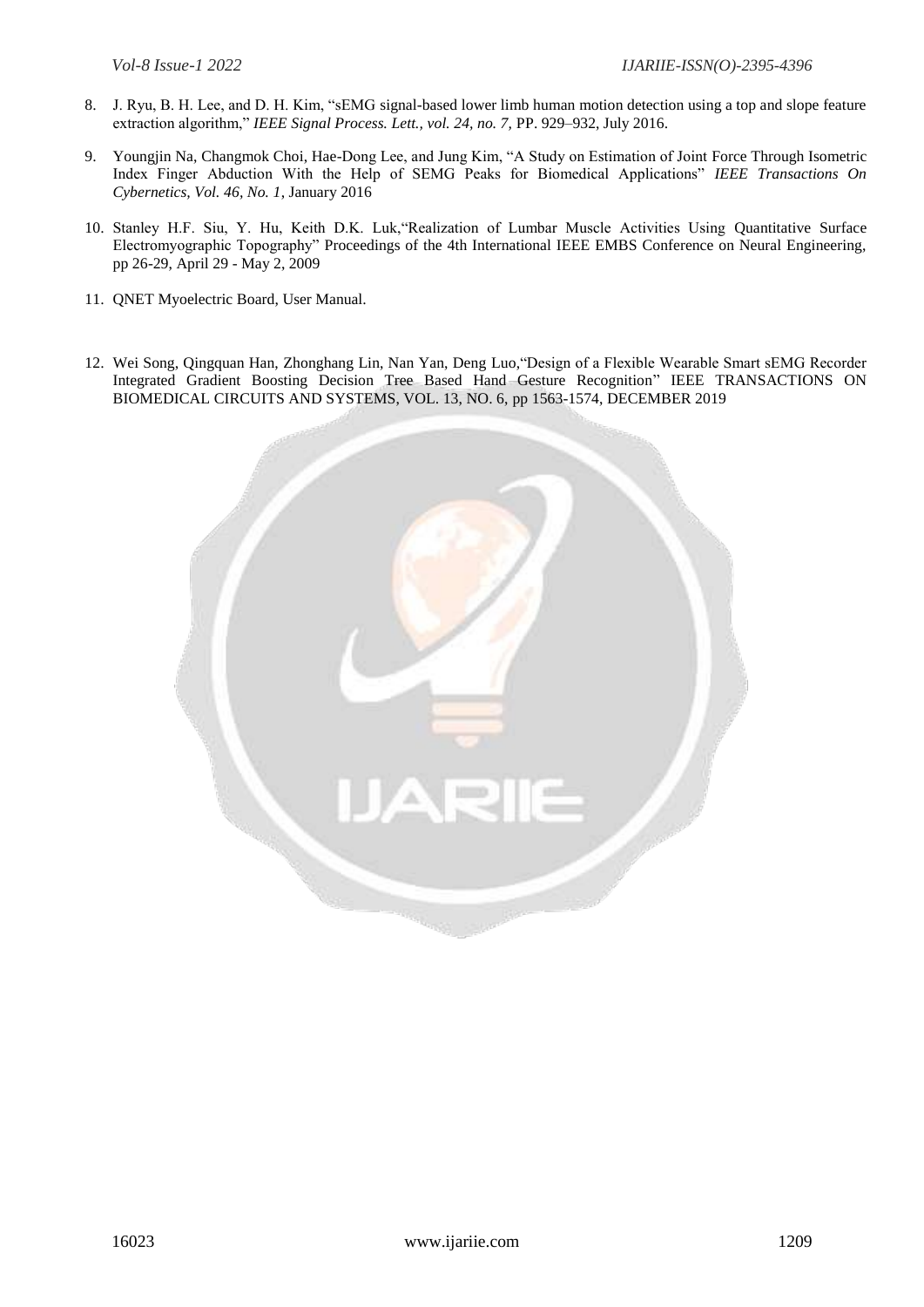8. J. Ryu, B. H. Lee, and D. H. Kim, "sEMG signal-based lower limb human motion detection using a top and slope feature extraction algorithm," *IEEE Signal Process. Lett., vol. 24, no. 7,* PP. 929–932, July 2016.

9. Youngjin Na, Changmok Choi, Hae-Dong Lee, and Jung Kim, "A Study on Estimation of Joint Force Through Isometric Index Finger Abduction With the Help of SEMG Peaks for Biomedical Applications" *IEEE Transactions On Cybernetics, Vol. 46, No. 1,* January 2016

10. Stanley H.F. Siu, Y. Hu, Keith D.K. Luk,"Realization of Lumbar Muscle Activities Using Quantitative Surface Electromyographic Topography" Proceedings of the 4th International IEEE EMBS Conference on Neural Engineering, pp 26-29, April 29 - May 2, 2009

11. QNET Myoelectric Board, User Manual.

12. Wei Song, Qingquan Han, Zhonghang Lin, Nan Yan, Deng Luo,"Design of a Flexible Wearable Smart sEMG Recorder Integrated Gradient Boosting Decision Tree Based Hand Gesture Recognition" IEEE TRANSACTIONS ON BIOMEDICAL CIRCUITS AND SYSTEMS, VOL. 13, NO. 6, pp 1563-1574, DECEMBER 2019